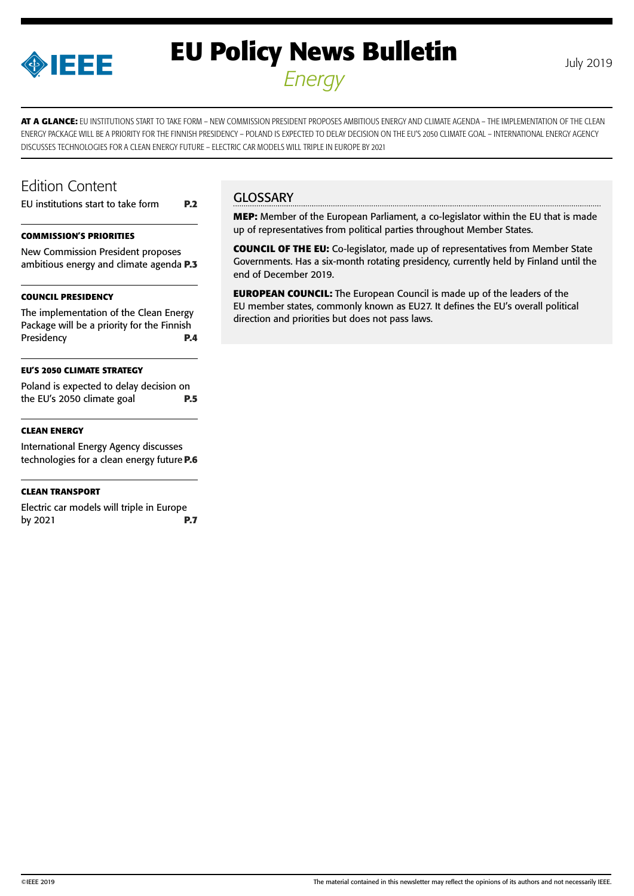# EU Policy News Bulletin

*Energy*

July 2019

**AT A GLANCE:** EU INSTITUTIONS START TO TAKE FORM – NEW COMMISSION PRESIDENT PROPOSES AMBITIOUS ENERGY AND CLIMATE AGENDA – THE IMPLEMENTATION OF THE CLEAN ENERGY PACKAGE WILL BE A PRIORITY FOR THE FINNISH PRESIDENCY – POLAND IS EXPECTED TO DELAY DECISION ON THE EU'S 2050 CLIMATE GOAL – INTERNATIONAL ENERGY AGENCY DISCUSSES TECHNOLOGIES FOR A CLEAN ENERGY FUTURE – ELECTRIC CAR MODELS WILL TRIPLE IN EUROPE BY 2021

## Edition Content

EU institutions start to take form **P.2**

**COMMISSION'S PRIORITIES**

New Commission President proposes ambitious energy and climate agenda **P.3**

**COUNCIL PRESIDENCY**

The implementation of the Clean Energy Package will be a priority for the Finnish Presidency **P.4**

**EU'S 2050 CLIMATE STRATEGY**

Poland is expected to delay decision on the EU's 2050 climate goal **P.5**

**CLEAN ENERGY**

International Energy Agency discusses technologies for a clean energy future **P.6**

**CLEAN TRANSPORT**

Electric car models will triple in Europe by 2021 **P.7**

## GLOSSARY

**MEP:** Member of the European Parliament, a co-legislator within the EU that is made up of representatives from political parties throughout Member States.

**COUNCIL OF THE EU:** Co-legislator, made up of representatives from Member State Governments. Has a six-month rotating presidency, currently held by Finland until the end of December 2019.

**EUROPEAN COUNCIL:** The European Council is made up of the leaders of the EU member states, commonly known as EU27. It defines the EU's overall political direction and priorities but does not pass laws.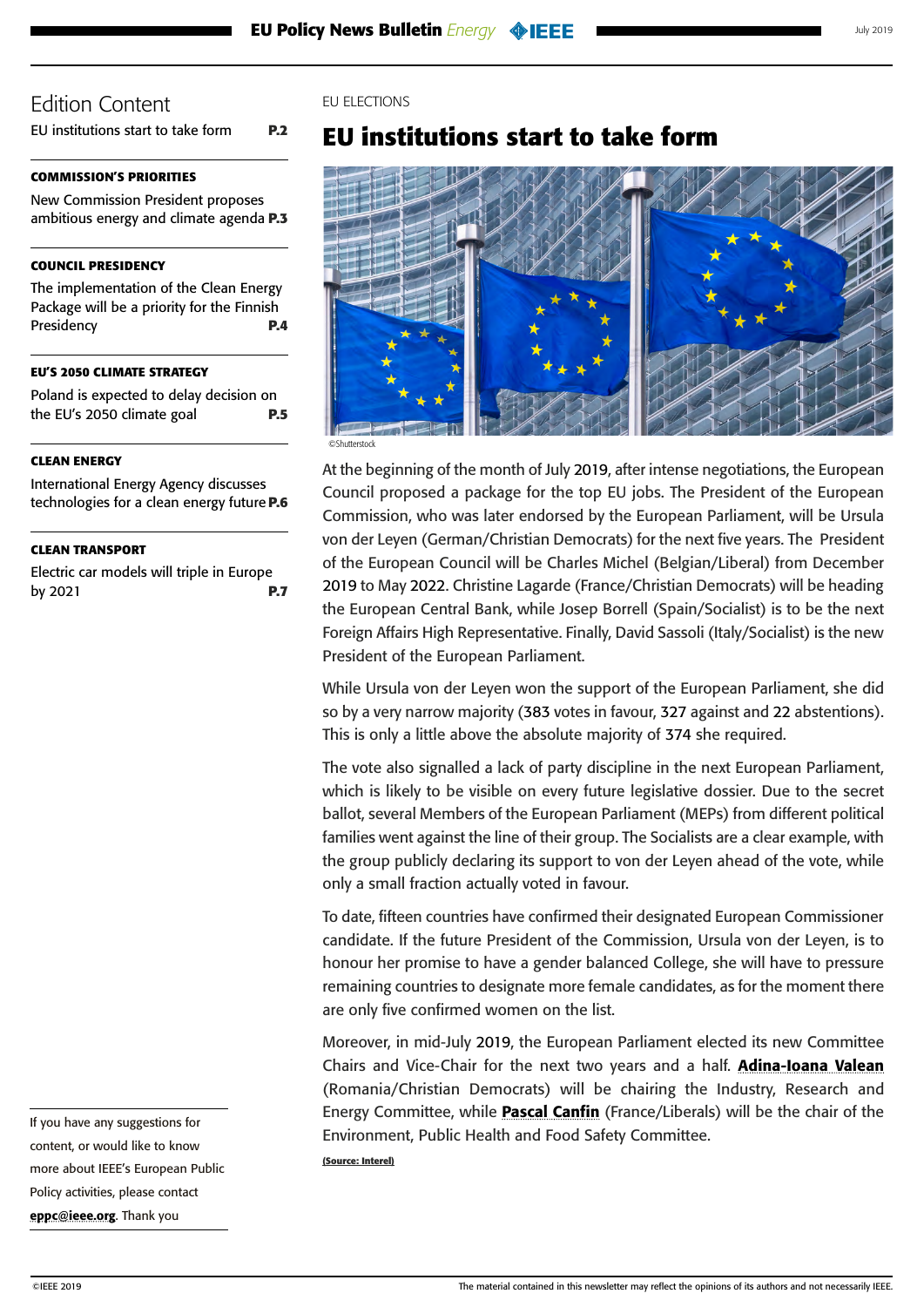## Edition Content

EU institutions start to take form **P.2**

**COMMISSION'S PRIORITIES**

New Commission President proposes ambitious energy and climate agenda **P.3**

**COUNCIL PRESIDENCY**

The implementation of the Clean Energy Package will be a priority for the Finnish Presidency **P.4**

**EU'S 2050 CLIMATE STRATEGY**

Poland is expected to delay decision on the EU's 2050 climate goal **P.5**

**CLEAN ENERGY**

International Energy Agency discusses technologies for a clean energy future **P.6**

**CLEAN TRANSPORT**

Electric car models will triple in Europe by 2021 **P.7**

If you have any suggestions for content, or would like to know more about IEEE's European Public Policy activities, please contact **eppc@ieee.org**. Thank you

EU ELECTIONS

# EU institutions start to take form

©Shutterstock

At the beginning of the month of July 2019, after intense negotiations, the European Council proposed a package for the top EU jobs. The President of the European Commission, who was later endorsed by the European Parliament, will be Ursula von der Leyen (German/Christian Democrats) for the next five years. The President of the European Council will be Charles Michel (Belgian/Liberal) from December 2019 to May 2022. Christine Lagarde (France/Christian Democrats) will be heading the European Central Bank, while Josep Borrell (Spain/Socialist) is to be the next Foreign Affairs High Representative. Finally, David Sassoli (Italy/Socialist) is the new President of the European Parliament.

While Ursula von der Leyen won the support of the European Parliament, she did so by a very narrow majority (383 votes in favour, 327 against and 22 abstentions). This is only a little above the absolute majority of 374 she required.

The vote also signalled a lack of party discipline in the next European Parliament, which is likely to be visible on every future legislative dossier. Due to the secret ballot, several Members of the European Parliament (MEPs) from different political families went against the line of their group. The Socialists are a clear example, with the group publicly declaring its support to von der Leyen ahead of the vote, while only a small fraction actually voted in favour.

To date, fifteen countries have confirmed their designated European Commissioner candidate. If the future President of the Commission, Ursula von der Leyen, is to honour her promise to have a gender balanced College, she will have to pressure remaining countries to designate more female candidates, as for the moment there are only five confirmed women on the list.

Moreover, in mid-July 2019, the European Parliament elected its new Committee Chairs and Vice-Chair for the next two years and a half. **Adina-Ioana Valean** (Romania/Christian Democrats) will be chairing the Industry, Research and Energy Committee, while **Pascal Canfin** (France/Liberals) will be the chair of the Environment, Public Health and Food Safety Committee.

**(Source: Interel)**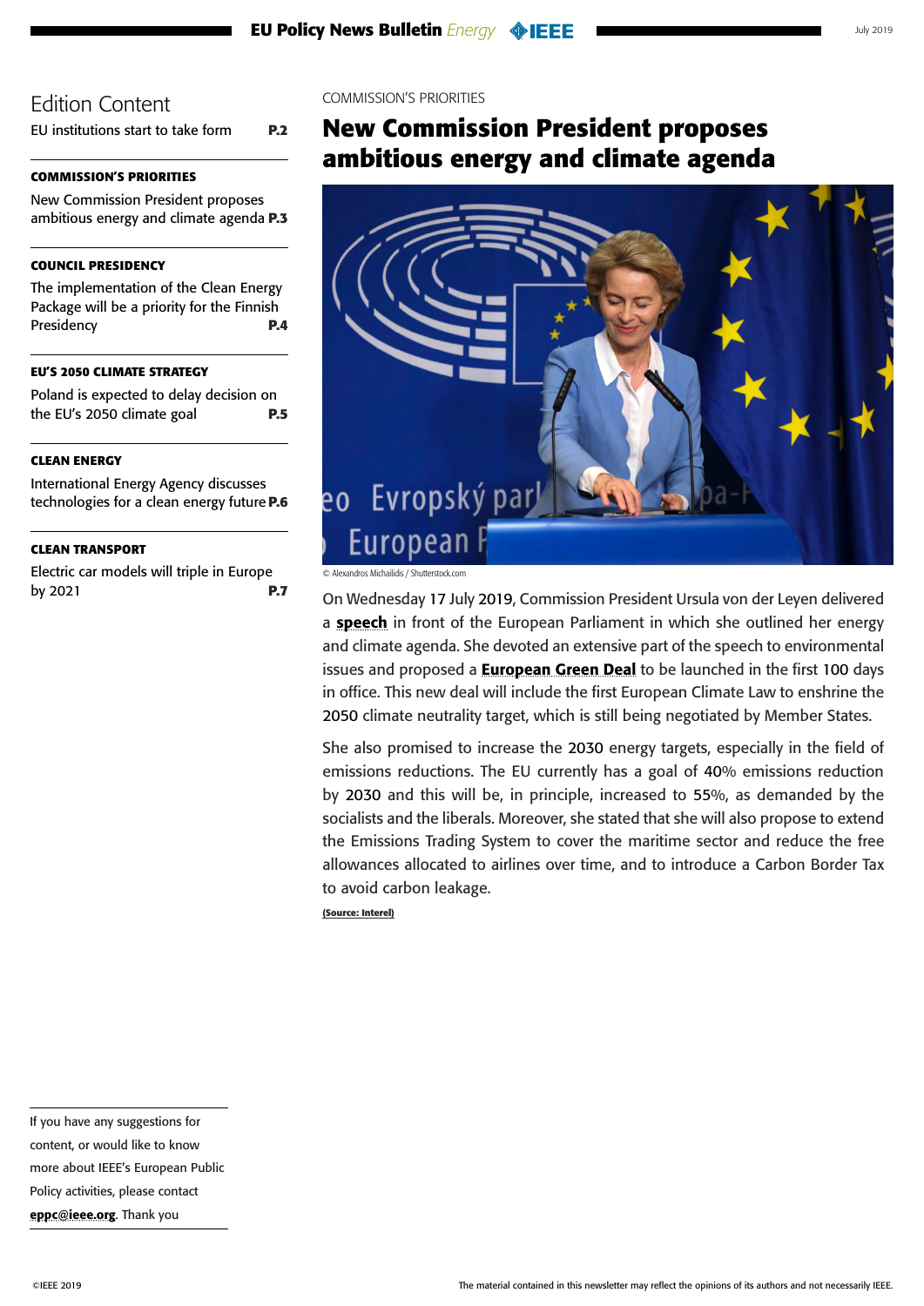## Edition Content

EU institutions start to take form **P.2**

---

**COMMISSION'S PRIORITIES**

New Commission President proposes ambitious energy and climate agenda **P.3**

---

**COUNCIL PRESIDENCY**

The implementation of the Clean Energy Package will be a priority for the Finnish Presidency **P.4**

---

**EU'S 2050 CLIMATE STRATEGY**

Poland is expected to delay decision on the EU's 2050 climate goal **P.5**

---

**CLEAN ENERGY**

International Energy Agency discusses technologies for a clean energy future **P.6**

---

**CLEAN TRANSPORT**

Electric car models will triple in Europe by 2021 **P.7**

---

If you have any suggestions for content, or would like to know more about IEEE's European Public Policy activities, please contact **eppc@ieee.org**. Thank you

---

COMMISSION'S PRIORITIES

# New Commission President proposes ambitious energy and climate agenda

© Alexandros Michailidis / Shutterstock.com

On Wednesday 17 July 2019, Commission President Ursula von der Leyen delivered a **speech** in front of the European Parliament in which she outlined her energy and climate agenda. She devoted an extensive part of the speech to environmental issues and proposed a **European Green Deal** to be launched in the first 100 days in office. This new deal will include the first European Climate Law to enshrine the 2050 climate neutrality target, which is still being negotiated by Member States.

She also promised to increase the 2030 energy targets, especially in the field of emissions reductions. The EU currently has a goal of 40% emissions reduction by 2030 and this will be, in principle, increased to 55%, as demanded by the socialists and the liberals. Moreover, she stated that she will also propose to extend the Emissions Trading System to cover the maritime sector and reduce the free allowances allocated to airlines over time, and to introduce a Carbon Border Tax to avoid carbon leakage.

**(Source: Interel)**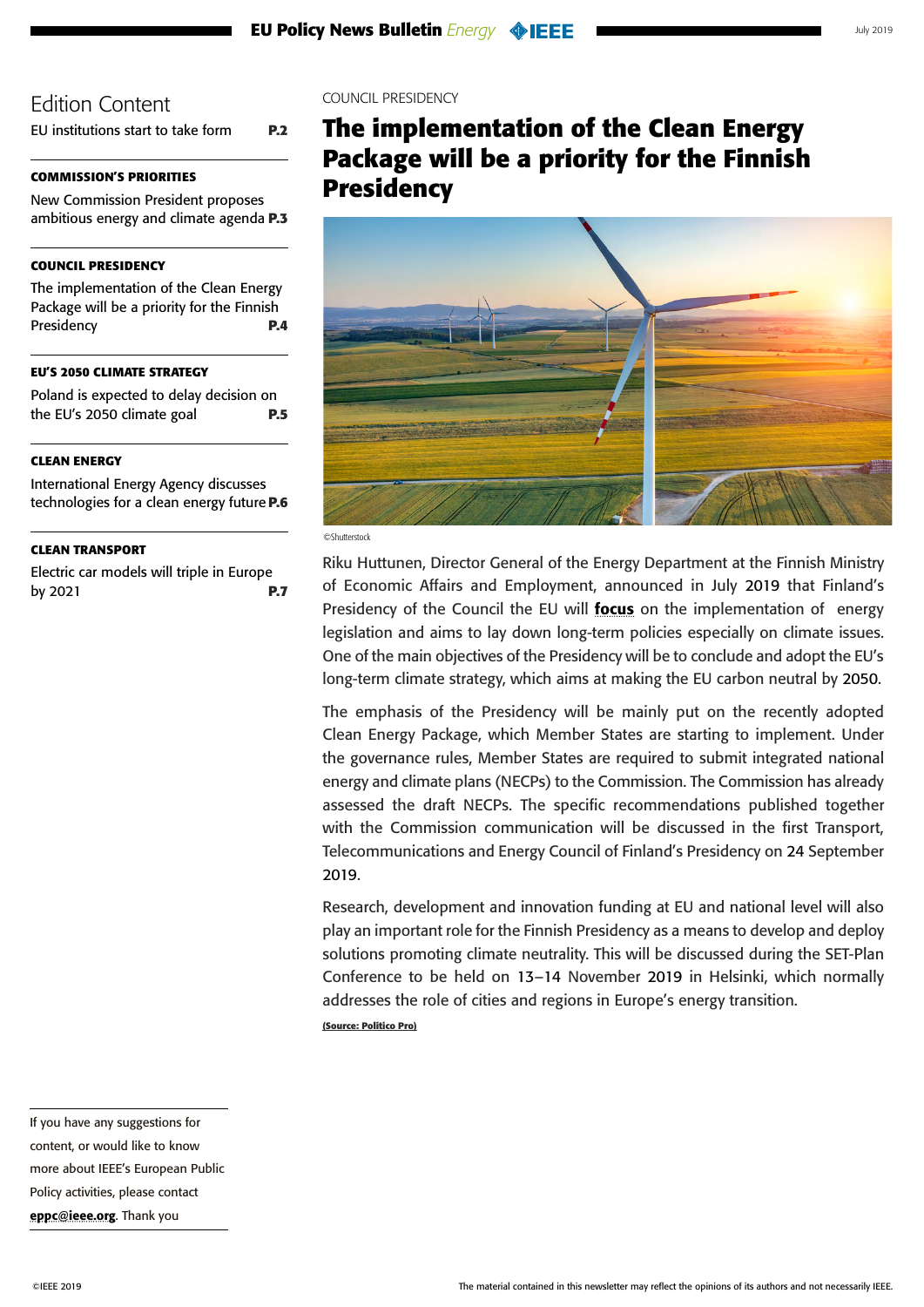## Edition Content

EU institutions start to take form **P.2**

**COMMISSION'S PRIORITIES**

New Commission President proposes ambitious energy and climate agenda **P.3**

**COUNCIL PRESIDENCY**

The implementation of the Clean Energy Package will be a priority for the Finnish Presidency **P.4**

**EU'S 2050 CLIMATE STRATEGY**

Poland is expected to delay decision on the EU's 2050 climate goal **P.5**

**CLEAN ENERGY**

International Energy Agency discusses technologies for a clean energy future **P.6**

**CLEAN TRANSPORT**

Electric car models will triple in Europe by 2021 **P.7**

If you have any suggestions for content, or would like to know more about IEEE's European Public Policy activities, please contact **eppc@ieee.org**. Thank you

COUNCIL PRESIDENCY

# The implementation of the Clean Energy Package will be a priority for the Finnish Presidency

©Shutterstock

Riku Huttunen, Director General of the Energy Department at the Finnish Ministry of Economic Affairs and Employment, announced in July 2019 that Finland's Presidency of the Council the EU will **focus** on the implementation of energy legislation and aims to lay down long-term policies especially on climate issues. One of the main objectives of the Presidency will be to conclude and adopt the EU's long-term climate strategy, which aims at making the EU carbon neutral by 2050.

The emphasis of the Presidency will be mainly put on the recently adopted Clean Energy Package, which Member States are starting to implement. Under the governance rules, Member States are required to submit integrated national energy and climate plans (NECPs) to the Commission. The Commission has already assessed the draft NECPs. The specific recommendations published together with the Commission communication will be discussed in the first Transport, Telecommunications and Energy Council of Finland's Presidency on 24 September 2019.

Research, development and innovation funding at EU and national level will also play an important role for the Finnish Presidency as a means to develop and deploy solutions promoting climate neutrality. This will be discussed during the SET-Plan Conference to be held on 13–14 November 2019 in Helsinki, which normally addresses the role of cities and regions in Europe's energy transition.

**(Source: Politico Pro)**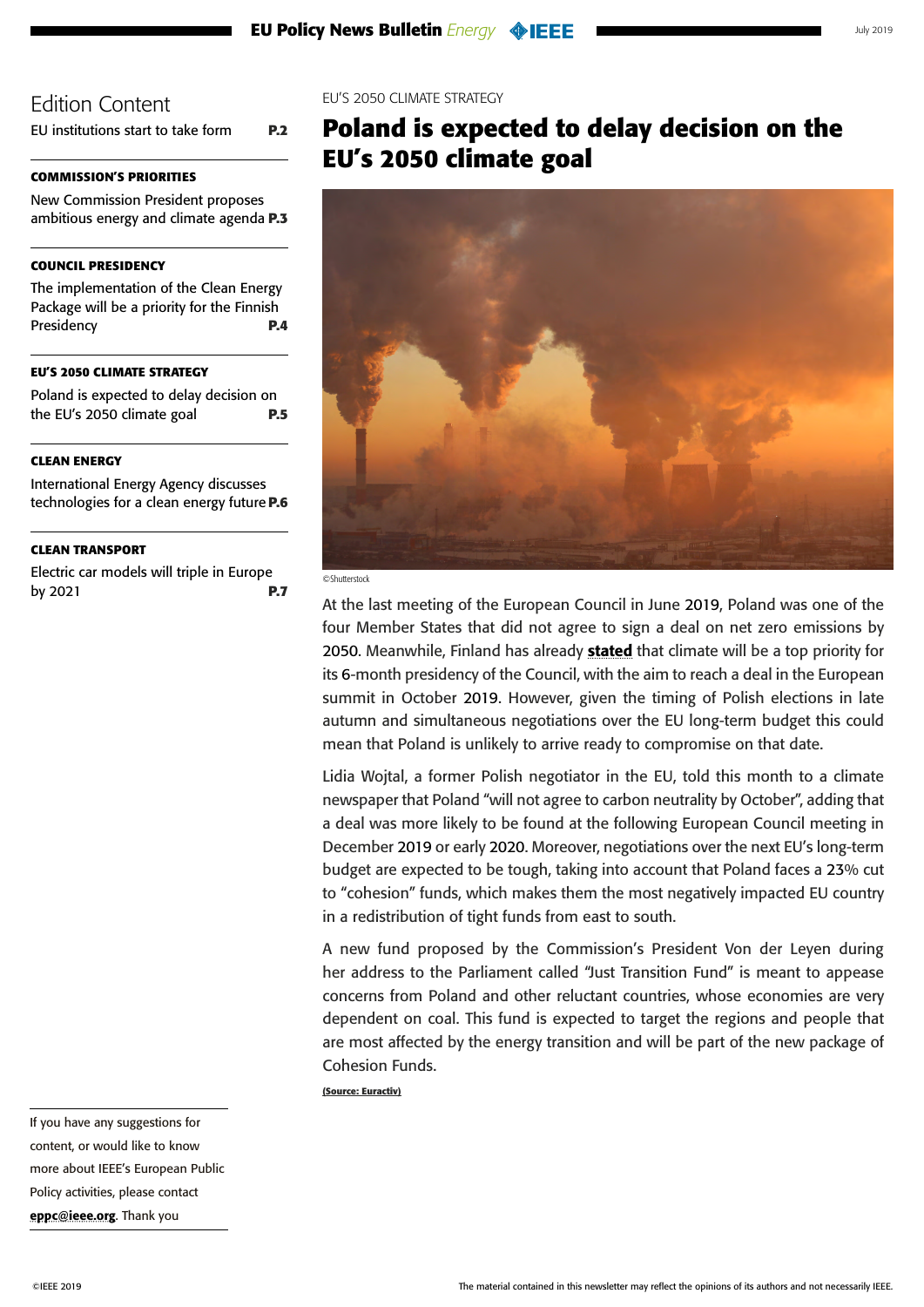## Edition Content

EU institutions start to take form **P.2**

**COMMISSION'S PRIORITIES**

New Commission President proposes ambitious energy and climate agenda **P.3**

**COUNCIL PRESIDENCY**

The implementation of the Clean Energy Package will be a priority for the Finnish Presidency **P.4**

**EU'S 2050 CLIMATE STRATEGY**

Poland is expected to delay decision on the EU's 2050 climate goal **P.5**

**CLEAN ENERGY**

International Energy Agency discusses technologies for a clean energy future **P.6**

**CLEAN TRANSPORT**

Electric car models will triple in Europe by 2021 **P.7**

EU'S 2050 CLIMATE STRATEGY

# Poland is expected to delay decision on the EU's 2050 climate goal

©Shutterstock

At the last meeting of the European Council in June 2019, Poland was one of the four Member States that did not agree to sign a deal on net zero emissions by 2050. Meanwhile, Finland has already **stated** that climate will be a top priority for its 6-month presidency of the Council, with the aim to reach a deal in the European summit in October 2019. However, given the timing of Polish elections in late autumn and simultaneous negotiations over the EU long-term budget this could mean that Poland is unlikely to arrive ready to compromise on that date.

Lidia Wojtal, a former Polish negotiator in the EU, told this month to a climate newspaper that Poland "will not agree to carbon neutrality by October", adding that a deal was more likely to be found at the following European Council meeting in December 2019 or early 2020. Moreover, negotiations over the next EU's long-term budget are expected to be tough, taking into account that Poland faces a 23% cut to "cohesion" funds, which makes them the most negatively impacted EU country in a redistribution of tight funds from east to south.

A new fund proposed by the Commission's President Von der Leyen during her address to the Parliament called "Just Transition Fund" is meant to appease concerns from Poland and other reluctant countries, whose economies are very dependent on coal. This fund is expected to target the regions and people that are most affected by the energy transition and will be part of the new package of Cohesion Funds.

**(Source: Euractiv)**

If you have any suggestions for content, or would like to know more about IEEE's European Public Policy activities, please contact **eppc@ieee.org**. Thank you

The material contained in this newsletter may reflect the opinions of its authors and not necessarily IEEE.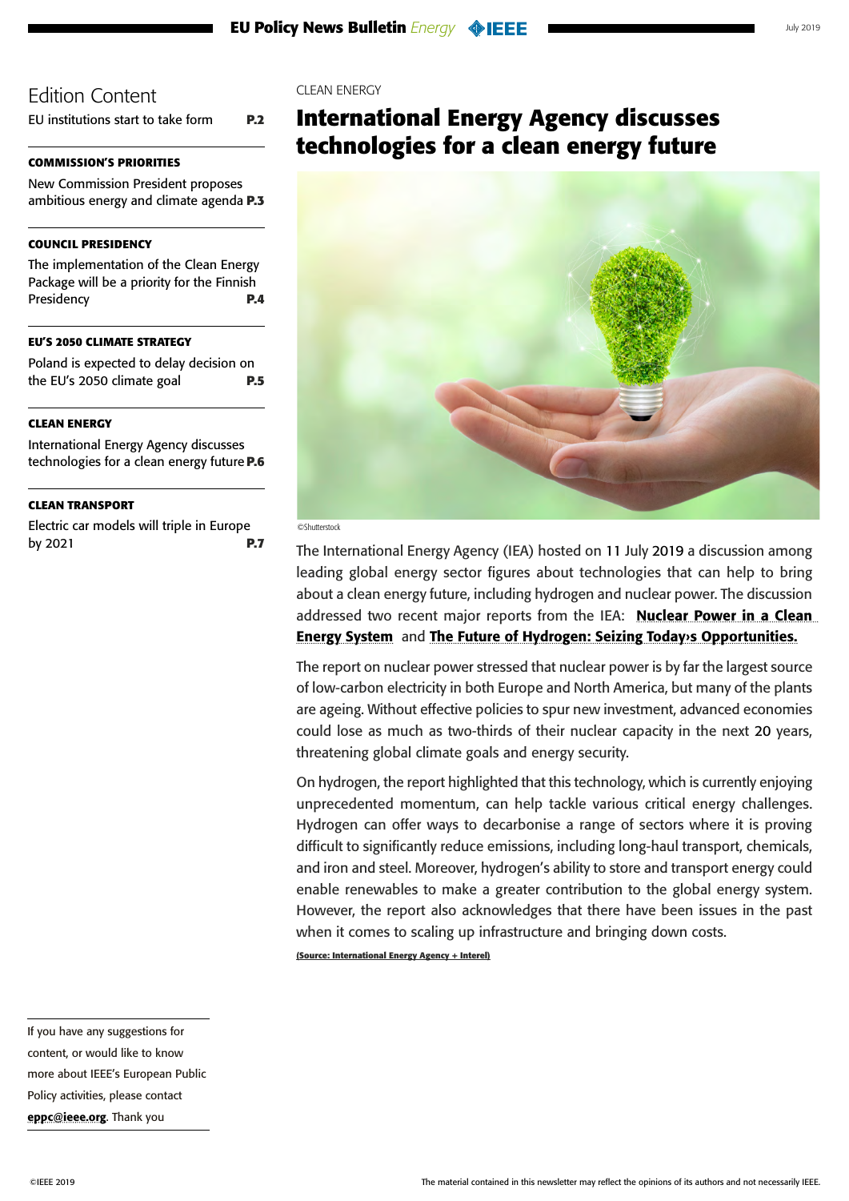## Edition Content

EU institutions start to take form **P.2**

**COMMISSION'S PRIORITIES**

New Commission President proposes ambitious energy and climate agenda **P.3**

**COUNCIL PRESIDENCY**

The implementation of the Clean Energy Package will be a priority for the Finnish Presidency **P.4**

**EU'S 2050 CLIMATE STRATEGY**

Poland is expected to delay decision on the EU's 2050 climate goal **P.5**

**CLEAN ENERGY**

International Energy Agency discusses technologies for a clean energy future **P.6**

**CLEAN TRANSPORT**

Electric car models will triple in Europe by 2021 **P.7**

If you have any suggestions for content, or would like to know more about IEEE's European Public Policy activities, please contact **eppc@ieee.org**. Thank you

CLEAN ENERGY

# International Energy Agency discusses technologies for a clean energy future

©Shutterstock

The International Energy Agency (IEA) hosted on 11 July 2019 a discussion among leading global energy sector figures about technologies that can help to bring about a clean energy future, including hydrogen and nuclear power. The discussion addressed two recent major reports from the IEA: **Nuclear Power in a Clean Energy System** and **The Future of Hydrogen: Seizing Today›s Opportunities.**

The report on nuclear power stressed that nuclear power is by far the largest source of low-carbon electricity in both Europe and North America, but many of the plants are ageing. Without effective policies to spur new investment, advanced economies could lose as much as two-thirds of their nuclear capacity in the next 20 years, threatening global climate goals and energy security.

On hydrogen, the report highlighted that this technology, which is currently enjoying unprecedented momentum, can help tackle various critical energy challenges. Hydrogen can offer ways to decarbonise a range of sectors where it is proving difficult to significantly reduce emissions, including long-haul transport, chemicals, and iron and steel. Moreover, hydrogen's ability to store and transport energy could enable renewables to make a greater contribution to the global energy system. However, the report also acknowledges that there have been issues in the past when it comes to scaling up infrastructure and bringing down costs.

**(Source: International Energy Agency + Interel)**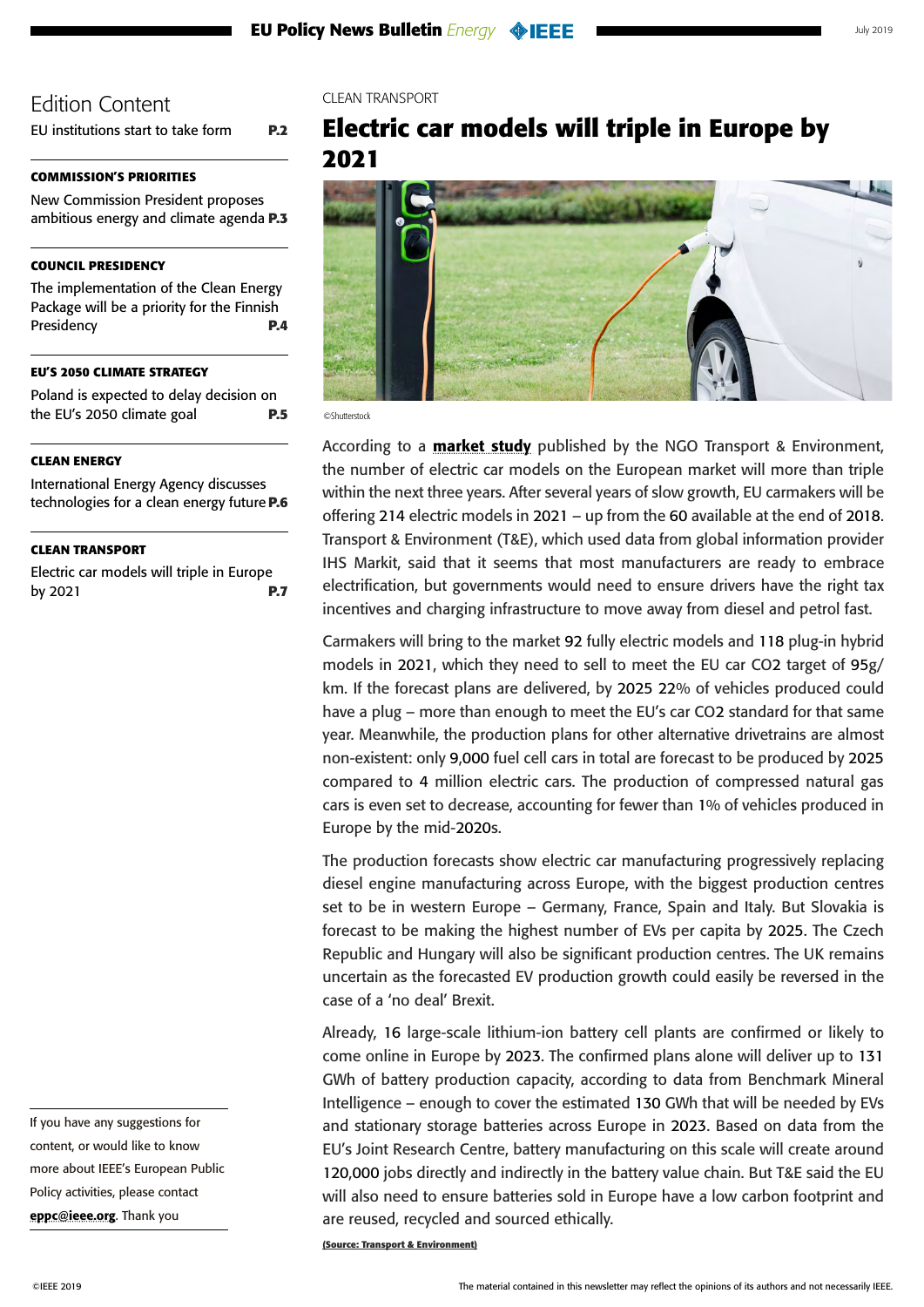# Edition Content

EU institutions start to take form **P.2**

**COMMISSION'S PRIORITIES**

New Commission President proposes ambitious energy and climate agenda **P.3**

**COUNCIL PRESIDENCY**

The implementation of the Clean Energy Package will be a priority for the Finnish Presidency **P.4**

**EU'S 2050 CLIMATE STRATEGY**

Poland is expected to delay decision on the EU's 2050 climate goal **P.5**

**CLEAN ENERGY**

International Energy Agency discusses technologies for a clean energy future **P.6**

**CLEAN TRANSPORT**

Electric car models will triple in Europe by 2021 **P.7**

If you have any suggestions for content, or would like to know more about IEEE's European Public Policy activities, please contact **eppc@ieee.org**. Thank you

CLEAN TRANSPORT

## Electric car models will triple in Europe by 2021

©Shutterstock

According to a **market study** published by the NGO Transport & Environment, the number of electric car models on the European market will more than triple within the next three years. After several years of slow growth, EU carmakers will be offering 214 electric models in 2021 – up from the 60 available at the end of 2018. Transport & Environment (T&E), which used data from global information provider IHS Markit, said that it seems that most manufacturers are ready to embrace electrification, but governments would need to ensure drivers have the right tax incentives and charging infrastructure to move away from diesel and petrol fast.

Carmakers will bring to the market 92 fully electric models and 118 plug-in hybrid models in 2021, which they need to sell to meet the EU car $CO_2$ target of 95g/km. If the forecast plans are delivered, by 2025 22% of vehicles produced could have a plug – more than enough to meet the EU's car $CO_2$ standard for that same year. Meanwhile, the production plans for other alternative drivetrains are almost non-existent: only 9,000 fuel cell cars in total are forecast to be produced by 2025 compared to 4 million electric cars. The production of compressed natural gas cars is even set to decrease, accounting for fewer than 1% of vehicles produced in Europe by the mid-2020s.

The production forecasts show electric car manufacturing progressively replacing diesel engine manufacturing across Europe, with the biggest production centres set to be in western Europe – Germany, France, Spain and Italy. But Slovakia is forecast to be making the highest number of EVs per capita by 2025. The Czech Republic and Hungary will also be significant production centres. The UK remains uncertain as the forecasted EV production growth could easily be reversed in the case of a 'no deal' Brexit.

Already, 16 large-scale lithium-ion battery cell plants are confirmed or likely to come online in Europe by 2023. The confirmed plans alone will deliver up to 131 GWh of battery production capacity, according to data from Benchmark Mineral Intelligence – enough to cover the estimated 130 GWh that will be needed by EVs and stationary storage batteries across Europe in 2023. Based on data from the EU's Joint Research Centre, battery manufacturing on this scale will create around 120,000 jobs directly and indirectly in the battery value chain. But T&E said the EU will also need to ensure batteries sold in Europe have a low carbon footprint and are reused, recycled and sourced ethically.

**(Source: Transport & Environment)**

©IEEE 2019

The material contained in this newsletter may reflect the opinions of its authors and not necessarily IEEE.